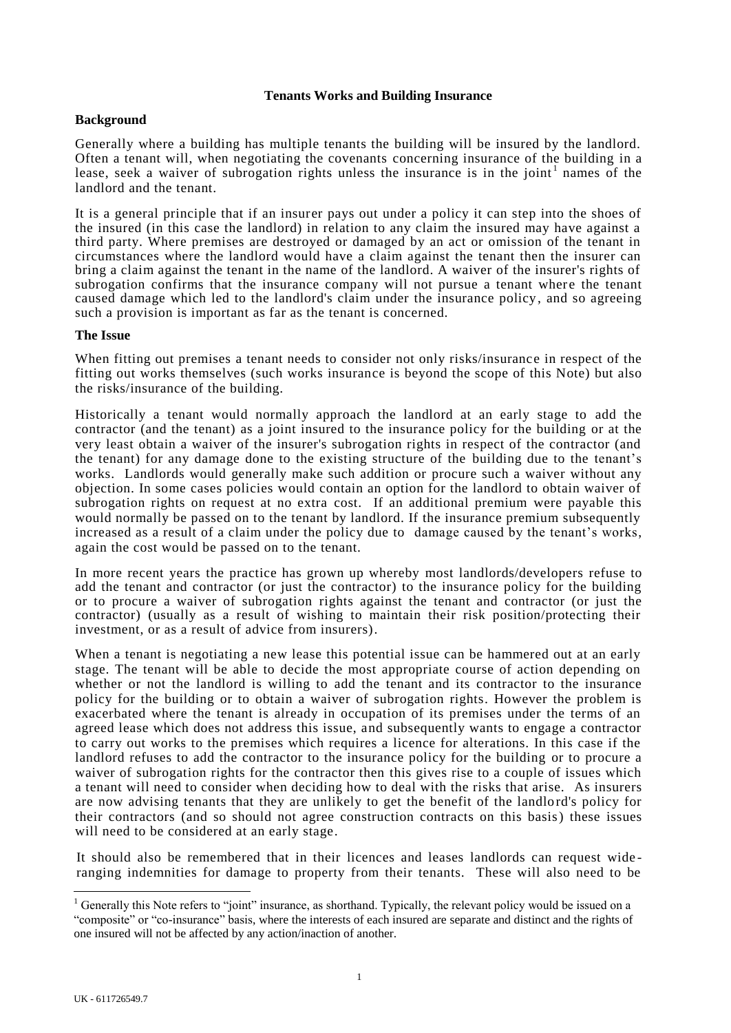# Tenants Works and Building Insurance

## Background

Generally where a building has multiple tenants the building will be insured by the landlord. Often a tenant will, when negotiating the covenants concerning insurance of the building in a lease, seek a waiver of subrogation rights unless the insurance is in the joint[1] names of the landlord and the tenant.

It is a general principle that if an insurer pays out under a policy it can step into the shoes of the insured (in this case the landlord) in relation to any claim the insured may have against a third party. Where premises are destroyed or damaged by an act or omission of the tenant in circumstances where the landlord would have a claim against the tenant then the insurer can bring a claim against the tenant in the name of the landlord. A waiver of the insurer's rights of subrogation confirms that the insurance company will not pursue a tenant where the tenant caused damage which led to the landlord's claim under the insurance policy, and so agreeing such a provision is important as far as the tenant is concerned.

## The Issue

When fitting out premises a tenant needs to consider not only risks/insurance in respect of the fitting out works themselves (such works insurance is beyond the scope of this Note) but also the risks/insurance of the building.

Historically a tenant would normally approach the landlord at an early stage to add the contractor (and the tenant) as a joint insured to the insurance policy for the building or at the very least obtain a waiver of the insurer's subrogation rights in respect of the contractor (and the tenant) for any damage done to the existing structure of the building due to the tenant's works. Landlords would generally make such addition or procure such a waiver without any objection. In some cases policies would contain an option for the landlord to obtain waiver of subrogation rights on request at no extra cost. If an additional premium were payable this would normally be passed on to the tenant by landlord. If the insurance premium subsequently increased as a result of a claim under the policy due to damage caused by the tenant's works, again the cost would be passed on to the tenant.

In more recent years the practice has grown up whereby most landlords/developers refuse to add the tenant and contractor (or just the contractor) to the insurance policy for the building or to procure a waiver of subrogation rights against the tenant and contractor (or just the contractor) (usually as a result of wishing to maintain their risk position/protecting their investment, or as a result of advice from insurers).

When a tenant is negotiating a new lease this potential issue can be hammered out at an early stage. The tenant will be able to decide the most appropriate course of action depending on whether or not the landlord is willing to add the tenant and its contractor to the insurance policy for the building or to obtain a waiver of subrogation rights. However the problem is exacerbated where the tenant is already in occupation of its premises under the terms of an agreed lease which does not address this issue, and subsequently wants to engage a contractor to carry out works to the premises which requires a licence for alterations. In this case if the landlord refuses to add the contractor to the insurance policy for the building or to procure a waiver of subrogation rights for the contractor then this gives rise to a couple of issues which a tenant will need to consider when deciding how to deal with the risks that arise. As insurers are now advising tenants that they are unlikely to get the benefit of the landlord's policy for their contractors (and so should not agree construction contracts on this basis) these issues will need to be considered at an early stage.

It should also be remembered that in their licences and leases landlords can request wide-ranging indemnities for damage to property from their tenants. These will also need to be

[1] Generally this Note refers to "joint" insurance, as shorthand. Typically, the relevant policy would be issued on a "composite" or "co-insurance" basis, where the interests of each insured are separate and distinct and the rights of one insured will not be affected by any action/inaction of another.

UK - 611726549.7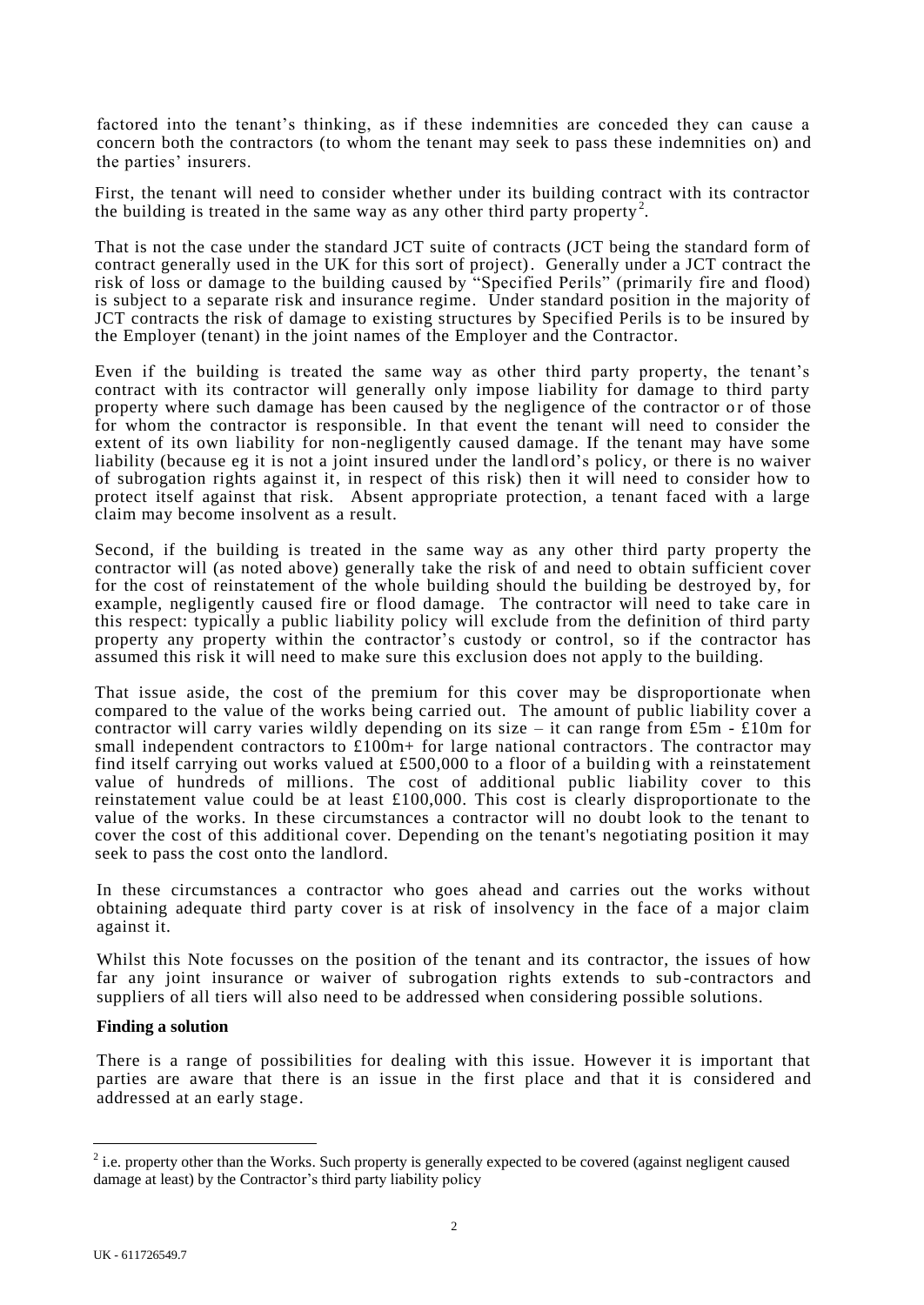factored into the tenant's thinking, as if these indemnities are conceded they can cause a concern both the contractors (to whom the tenant may seek to pass these indemnities on) and the parties' insurers.

First, the tenant will need to consider whether under its building contract with its contractor the building is treated in the same way as any other third party property[2].

That is not the case under the standard JCT suite of contracts (JCT being the standard form of contract generally used in the UK for this sort of project). Generally under a JCT contract the risk of loss or damage to the building caused by "Specified Perils" (primarily fire and flood) is subject to a separate risk and insurance regime. Under standard position in the majority of JCT contracts the risk of damage to existing structures by Specified Perils is to be insured by the Employer (tenant) in the joint names of the Employer and the Contractor.

Even if the building is treated the same way as other third party property, the tenant's contract with its contractor will generally only impose liability for damage to third party property where such damage has been caused by the negligence of the contractor or of those for whom the contractor is responsible. In that event the tenant will need to consider the extent of its own liability for non-negligently caused damage. If the tenant may have some liability (because eg it is not a joint insured under the landlord's policy, or there is no waiver of subrogation rights against it, in respect of this risk) then it will need to consider how to protect itself against that risk. Absent appropriate protection, a tenant faced with a large claim may become insolvent as a result.

Second, if the building is treated in the same way as any other third party property the contractor will (as noted above) generally take the risk of and need to obtain sufficient cover for the cost of reinstatement of the whole building should the building be destroyed by, for example, negligently caused fire or flood damage. The contractor will need to take care in this respect: typically a public liability policy will exclude from the definition of third party property any property within the contractor's custody or control, so if the contractor has assumed this risk it will need to make sure this exclusion does not apply to the building.

That issue aside, the cost of the premium for this cover may be disproportionate when compared to the value of the works being carried out. The amount of public liability cover a contractor will carry varies wildly depending on its size – it can range from £5m - £10m for small independent contractors to £100m+ for large national contractors. The contractor may find itself carrying out works valued at £500,000 to a floor of a building with a reinstatement value of hundreds of millions. The cost of additional public liability cover to this reinstatement value could be at least £100,000. This cost is clearly disproportionate to the value of the works. In these circumstances a contractor will no doubt look to the tenant to cover the cost of this additional cover. Depending on the tenant's negotiating position it may seek to pass the cost onto the landlord.

In these circumstances a contractor who goes ahead and carries out the works without obtaining adequate third party cover is at risk of insolvency in the face of a major claim against it.

Whilst this Note focusses on the position of the tenant and its contractor, the issues of how far any joint insurance or waiver of subrogation rights extends to sub-contractors and suppliers of all tiers will also need to be addressed when considering possible solutions.

**Finding a solution**

There is a range of possibilities for dealing with this issue. However it is important that parties are aware that there is an issue in the first place and that it is considered and addressed at an early stage.

[2] i.e. property other than the Works. Such property is generally expected to be covered (against negligent caused damage at least) by the Contractor's third party liability policy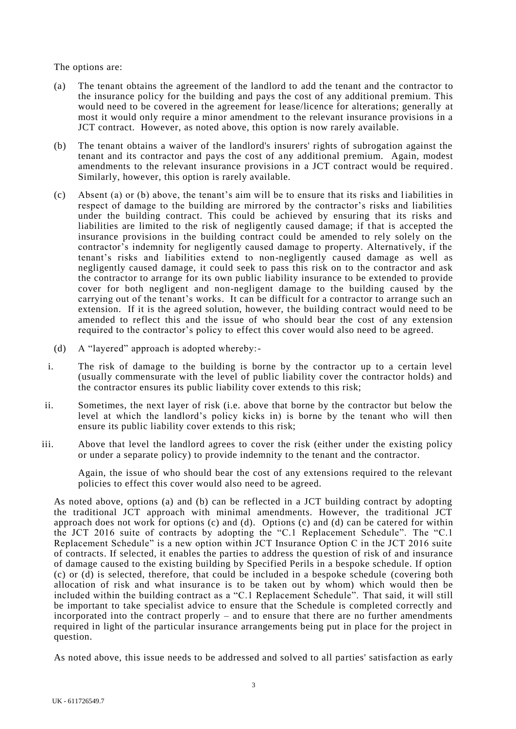The options are:

(a) The tenant obtains the agreement of the landlord to add the tenant and the contractor to the insurance policy for the building and pays the cost of any additional premium. This would need to be covered in the agreement for lease/licence for alterations; generally at most it would only require a minor amendment to the relevant insurance provisions in a JCT contract. However, as noted above, this option is now rarely available.

(b) The tenant obtains a waiver of the landlord's insurers' rights of subrogation against the tenant and its contractor and pays the cost of any additional premium. Again, modest amendments to the relevant insurance provisions in a JCT contract would be required. Similarly, however, this option is rarely available.

(c) Absent (a) or (b) above, the tenant's aim will be to ensure that its risks and liabilities in respect of damage to the building are mirrored by the contractor's risks and liabilities under the building contract. This could be achieved by ensuring that its risks and liabilities are limited to the risk of negligently caused damage; if that is accepted the insurance provisions in the building contract could be amended to rely solely on the contractor's indemnity for negligently caused damage to property. Alternatively, if the tenant's risks and liabilities extend to non-negligently caused damage as well as negligently caused damage, it could seek to pass this risk on to the contractor and ask the contractor to arrange for its own public liability insurance to be extended to provide cover for both negligent and non-negligent damage to the building caused by the carrying out of the tenant's works. It can be difficult for a contractor to arrange such an extension. If it is the agreed solution, however, the building contract would need to be amended to reflect this and the issue of who should bear the cost of any extension required to the contractor's policy to effect this cover would also need to be agreed.

(d) A "layered" approach is adopted whereby:-

i. The risk of damage to the building is borne by the contractor up to a certain level (usually commensurate with the level of public liability cover the contractor holds) and the contractor ensures its public liability cover extends to this risk;

ii. Sometimes, the next layer of risk (i.e. above that borne by the contractor but below the level at which the landlord's policy kicks in) is borne by the tenant who will then ensure its public liability cover extends to this risk;

iii. Above that level the landlord agrees to cover the risk (either under the existing policy or under a separate policy) to provide indemnity to the tenant and the contractor.

Again, the issue of who should bear the cost of any extensions required to the relevant policies to effect this cover would also need to be agreed.

As noted above, options (a) and (b) can be reflected in a JCT building contract by adopting the traditional JCT approach with minimal amendments. However, the traditional JCT approach does not work for options (c) and (d). Options (c) and (d) can be catered for within the JCT 2016 suite of contracts by adopting the "C.1 Replacement Schedule". The "C.1 Replacement Schedule" is a new option within JCT Insurance Option C in the JCT 2016 suite of contracts. If selected, it enables the parties to address the question of risk of and insurance of damage caused to the existing building by Specified Perils in a bespoke schedule. If option (c) or (d) is selected, therefore, that could be included in a bespoke schedule (covering both allocation of risk and what insurance is to be taken out by whom) which would then be included within the building contract as a "C.1 Replacement Schedule". That said, it will still be important to take specialist advice to ensure that the Schedule is completed correctly and incorporated into the contract properly – and to ensure that there are no further amendments required in light of the particular insurance arrangements being put in place for the project in question.

As noted above, this issue needs to be addressed and solved to all parties' satisfaction as early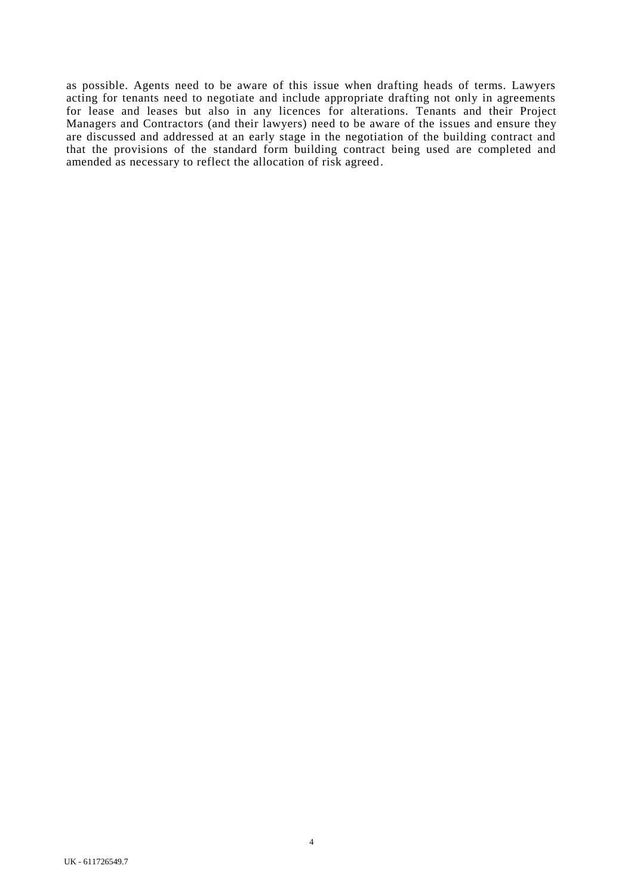as possible. Agents need to be aware of this issue when drafting heads of terms. Lawyers acting for tenants need to negotiate and include appropriate drafting not only in agreements for lease and leases but also in any licences for alterations. Tenants and their Project Managers and Contractors (and their lawyers) need to be aware of the issues and ensure they are discussed and addressed at an early stage in the negotiation of the building contract and that the provisions of the standard form building contract being used are completed and amended as necessary to reflect the allocation of risk agreed.